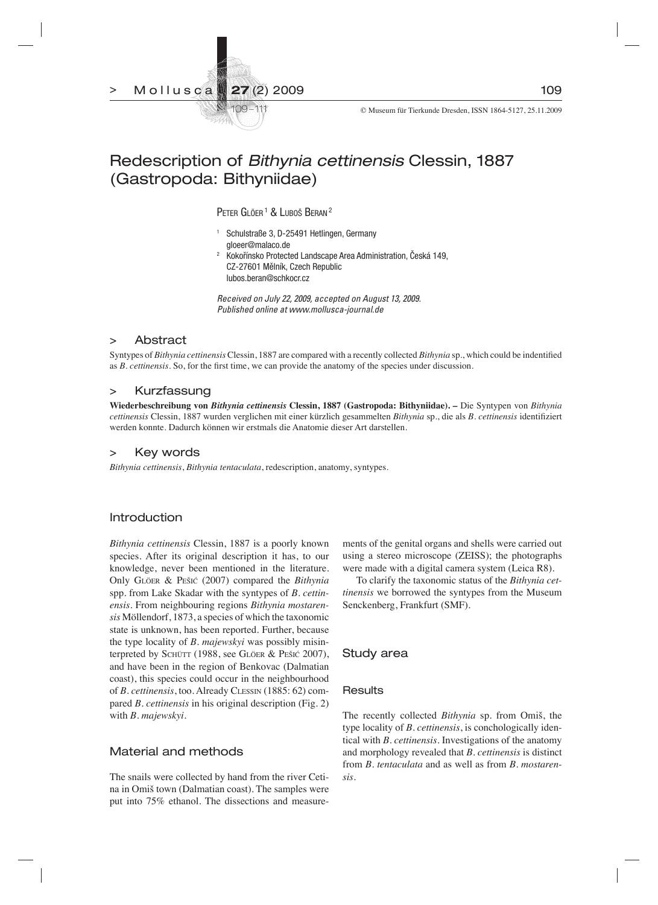# Redescription of *Bithynia cettinensis* Clessin, 1887 (Gastropoda: Bithyniidae)

Peter Glöer [1] & Luboš Beran [2]

[1] Schulstraße 3, D-25491 Hetlingen, Germany gloeer@malaco.de

[2] Kokořínsko Protected Landscape Area Administration, Česká 149, CZ-27601 Mělník, Czech Republic lubos.beran@schkocr.cz

*Received on July 22, 2009, accepted on August 13, 2009. Published online at www.mollusca-journal.de*

## > Abstract

Syntypes of *Bithynia cettinensis* Clessin, 1887 are compared with a recently collected *Bithynia* sp., which could be indentified as *B. cettinensis*. So, for the first time, we can provide the anatomy of the species under discussion.

## > Kurzfassung

**Wiederbeschreibung von *Bithynia cettinensis* Clessin, 1887 (Gastropoda: Bithyniidae). –** Die Syntypen von *Bithynia cettinensis* Clessin, 1887 wurden verglichen mit einer kürzlich gesammelten *Bithynia* sp., die als *B. cettinensis* identifiziert werden konnte. Dadurch können wir erstmals die Anatomie dieser Art darstellen.

## > Key words

*Bithynia cettinensis*, *Bithynia tentaculata*, redescription, anatomy, syntypes.

## Introduction

*Bithynia cettinensis* Clessin, 1887 is a poorly known species. After its original description it has, to our knowledge, never been mentioned in the literature. Only Glöer & Pešić (2007) compared the *Bithynia* spp. from Lake Skadar with the syntypes of *B. cettinensis*. From neighbouring regions *Bithynia mostarensis* Möllendorf, 1873, a species of which the taxonomic state is unknown, has been reported. Further, because the type locality of *B. majewskyi* was possibly misinterpreted by Schütt (1988, see Glöer & Pešić 2007), and have been in the region of Benkovac (Dalmatian coast), this species could occur in the neighbourhood of *B. cettinensis*, too. Already Clessin (1885: 62) compared *B. cettinensis* in his original description (Fig. 2) with *B. majewskyi*.

## Material and methods

The snails were collected by hand from the river Cetina in Omiš town (Dalmatian coast). The samples were put into 75% ethanol. The dissections and measurements of the genital organs and shells were carried out using a stereo microscope (ZEISS); the photographs were made with a digital camera system (Leica R8).

To clarify the taxonomic status of the *Bithynia cettinensis* we borrowed the syntypes from the Museum Senckenberg, Frankfurt (SMF).

## Study area

### Results

The recently collected *Bithynia* sp. from Omiš, the type locality of *B. cettinensis*, is conchologically identical with *B. cettinensis*. Investigations of the anatomy and morphology revealed that *B. cettinensis* is distinct from *B. tentaculata* and as well as from *B. mostarensis*.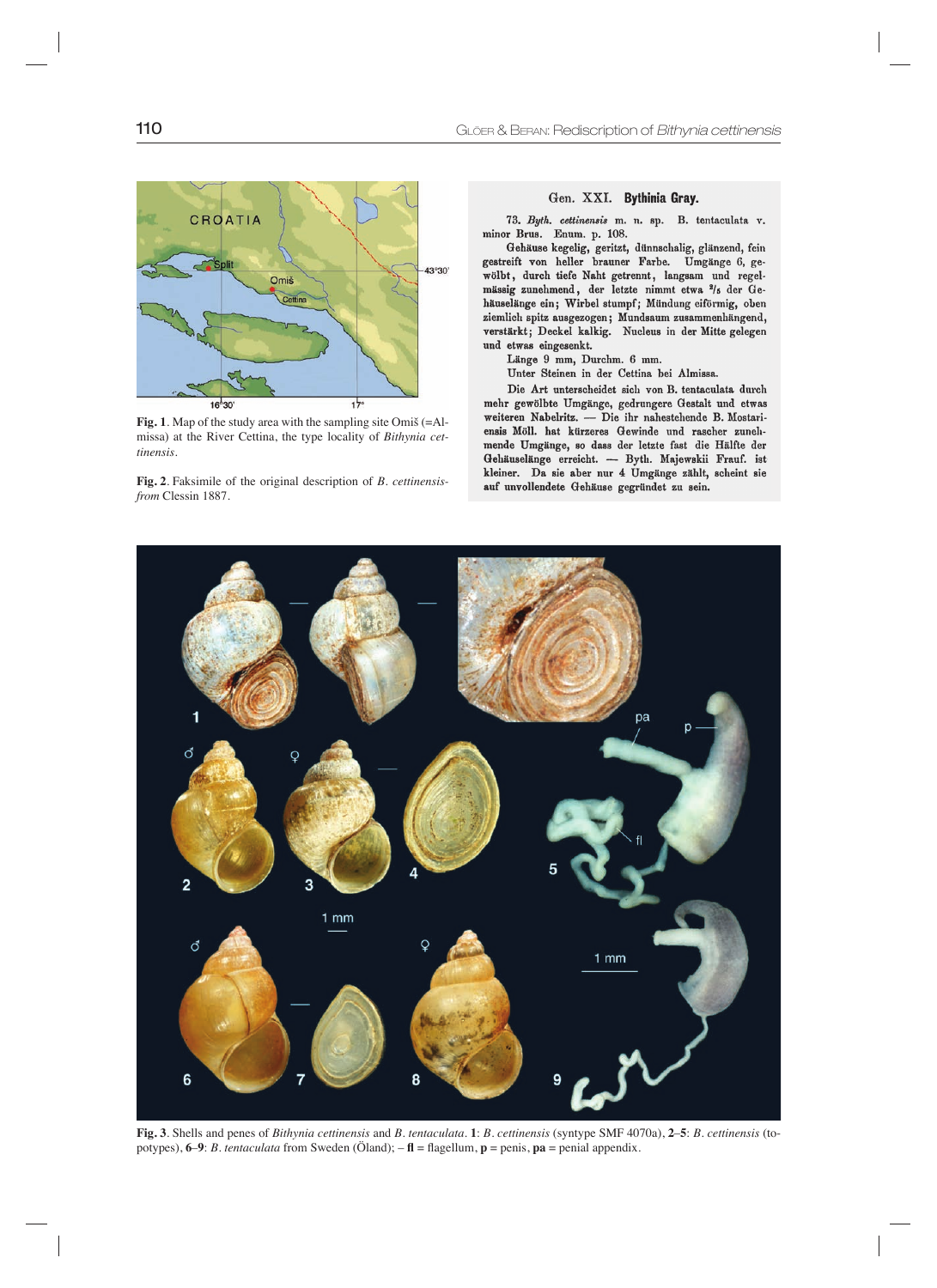Fig. 1. Map of the study area with the sampling site Omiš (=Almissa) at the River Cettina, the type locality of *Bithynia cettinensis*.

Fig. 2. Faksimile of the original description of *B. cettinensis* from Clessin 1887.

Gen. XXI. **Bythinia Gray.**

73. *Byth. cettinensis* m. n. sp. B. tentaculata v. minor Brus. Enum. p. 108.

Gehäuse kegelig, geritzt, dünnschalig, glänzend, fein gestreift von heller brauner Farbe. Umgänge 6, gewölbt, durch tiefe Naht getrennt, langsam und regelmässig zunehmend, der letzte nimmt etwa $^{2}/_{5}$ der Gehäuselänge ein; Wirbel stumpf; Mündung eiförmig, oben ziemlich spitz ausgezogen; Mundsaum zusammenhängend, verstärkt; Deckel kalkig. Nucleus in der Mitte gelegen und etwas eingesenkt.

Länge 9 mm, Durchm. 6 mm.

Unter Steinen in der Cettina bei Almissa.

Die Art unterscheidet sich von B. tentaculata durch mehr gewölbte Umgänge, gedrungere Gestalt und etwas weiteren Nabelritz. — Die ihr nahestehende B. Mostariensis Möll. hat kürzeres Gewinde und rascher zunehmende Umgänge, so dass der letzte fast die Hälfte der Gehäuselänge erreicht. — Byth. Majewskii Frauf. ist kleiner. Da sie aber nur 4 Umgänge zählt, scheint sie auf unvollendete Gehäuse gegründet zu sein.

Fig. 3. Shells and penes of *Bithynia cettinensis* and *B. tentaculata*. **1**: *B. cettinensis* (syntype SMF 4070a), **2–5**: *B. cettinensis* (topotypes), **6–9**: *B. tentaculata* from Sweden (Öland); – **fl** = flagellum, **p** = penis, **pa** = penial appendix.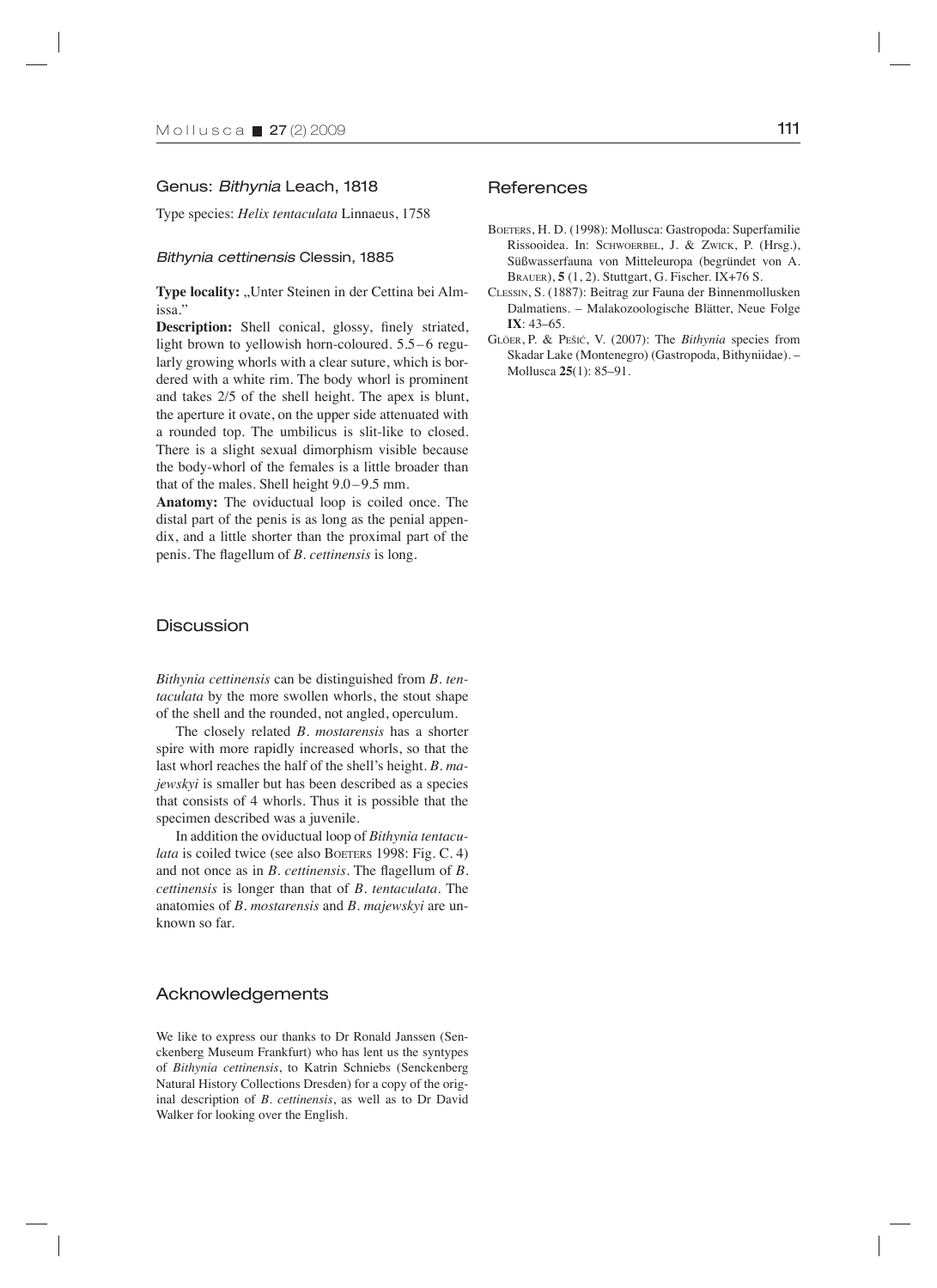## Genus: *Bithynia* Leach, 1818

Type species: *Helix tentaculata* Linnaeus, 1758

### *Bithynia cettinensis* Clessin, 1885

**Type locality:** „Unter Steinen in der Cettina bei Almissa."

**Description:** Shell conical, glossy, finely striated, light brown to yellowish horn-coloured. 5.5 – 6 regularly growing whorls with a clear suture, which is bordered with a white rim. The body whorl is prominent and takes 2/5 of the shell height. The apex is blunt, the aperture it ovate, on the upper side attenuated with a rounded top. The umbilicus is slit-like to closed. There is a slight sexual dimorphism visible because the body-whorl of the females is a little broader than that of the males. Shell height 9.0 – 9.5 mm.

**Anatomy:** The oviductual loop is coiled once. The distal part of the penis is as long as the penial appendix, and a little shorter than the proximal part of the penis. The flagellum of *B. cettinensis* is long.

## Discussion

*Bithynia cettinensis* can be distinguished from *B. tentaculata* by the more swollen whorls, the stout shape of the shell and the rounded, not angled, operculum.

The closely related *B. mostarensis* has a shorter spire with more rapidly increased whorls, so that the last whorl reaches the half of the shell's height. *B. majewskyi* is smaller but has been described as a species that consists of 4 whorls. Thus it is possible that the specimen described was a juvenile.

In addition the oviductual loop of *Bithynia tentaculata* is coiled twice (see also Boeters 1998: Fig. C. 4) and not once as in *B. cettinensis*. The flagellum of *B. cettinensis* is longer than that of *B. tentaculata*. The anatomies of *B. mostarensis* and *B. majewskyi* are unknown so far.

## Acknowledgements

We like to express our thanks to Dr Ronald Janssen (Senckenberg Museum Frankfurt) who has lent us the syntypes of *Bithynia cettinensis*, to Katrin Schniebs (Senckenberg Natural History Collections Dresden) for a copy of the original description of *B. cettinensis*, as well as to Dr David Walker for looking over the English.

## References

Boeters, H. D. (1998): Mollusca: Gastropoda: Superfamilie Rissooidea. In: Schwoerbel, J. & Zwick, P. (Hrsg.), Süßwasserfauna von Mitteleuropa (begründet von A. Brauer), **5** (1, 2). Stuttgart, G. Fischer. IX+76 S.

Clessin, S. (1887): Beitrag zur Fauna der Binnenmollusken Dalmatiens. – Malakozoologische Blätter, Neue Folge **IX**: 43–65.

Glöer, P. & Pešić, V. (2007): The *Bithynia* species from Skadar Lake (Montenegro) (Gastropoda, Bithyniidae). – Mollusca **25**(1): 85–91.